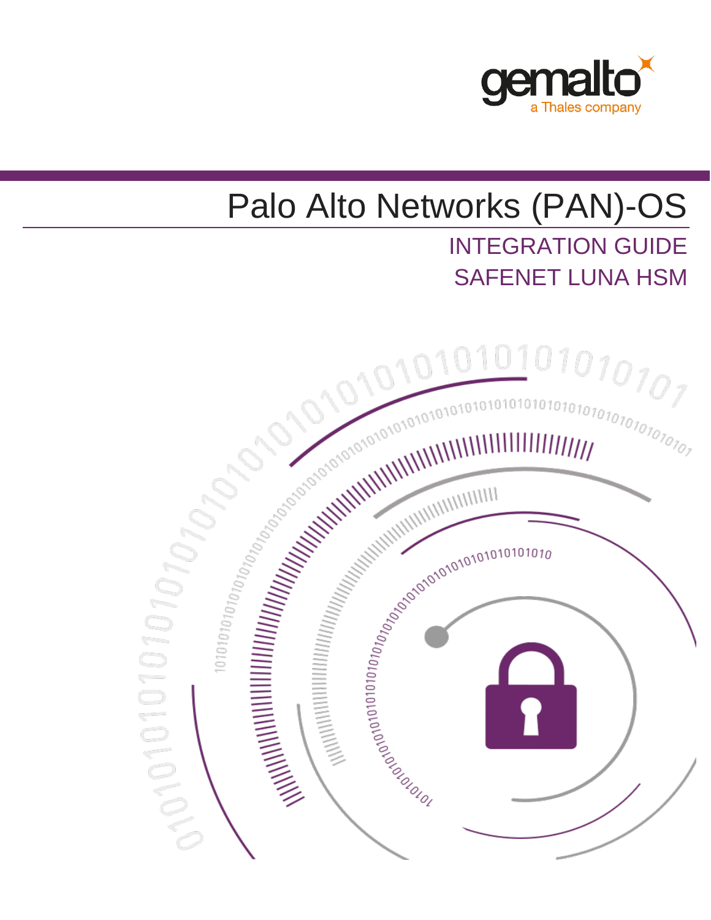gemalto
a Thales company

# Palo Alto Networks (PAN)-OS

## INTEGRATION GUIDE
## SAFENET LUNA HSM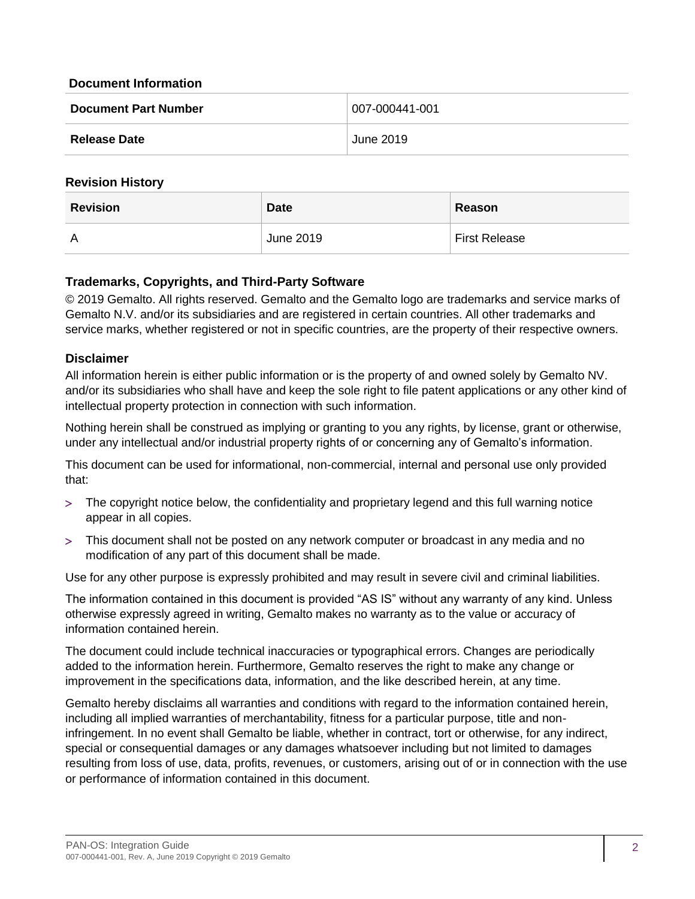### Document Information

| Document Part Number | 007-000441-001 |
|---|---|
| Release Date | June 2019 |

### Revision History

| Revision | Date | Reason |
|---|---|---|
| A | June 2019 | First Release |

### Trademarks, Copyrights, and Third-Party Software

© 2019 Gemalto. All rights reserved. Gemalto and the Gemalto logo are trademarks and service marks of Gemalto N.V. and/or its subsidiaries and are registered in certain countries. All other trademarks and service marks, whether registered or not in specific countries, are the property of their respective owners.

### Disclaimer

All information herein is either public information or is the property of and owned solely by Gemalto NV. and/or its subsidiaries who shall have and keep the sole right to file patent applications or any other kind of intellectual property protection in connection with such information.

Nothing herein shall be construed as implying or granting to you any rights, by license, grant or otherwise, under any intellectual and/or industrial property rights of or concerning any of Gemalto's information.

This document can be used for informational, non-commercial, internal and personal use only provided that:

- The copyright notice below, the confidentiality and proprietary legend and this full warning notice appear in all copies.
- This document shall not be posted on any network computer or broadcast in any media and no modification of any part of this document shall be made.

Use for any other purpose is expressly prohibited and may result in severe civil and criminal liabilities.

The information contained in this document is provided "AS IS" without any warranty of any kind. Unless otherwise expressly agreed in writing, Gemalto makes no warranty as to the value or accuracy of information contained herein.

The document could include technical inaccuracies or typographical errors. Changes are periodically added to the information herein. Furthermore, Gemalto reserves the right to make any change or improvement in the specifications data, information, and the like described herein, at any time.

Gemalto hereby disclaims all warranties and conditions with regard to the information contained herein, including all implied warranties of merchantability, fitness for a particular purpose, title and non-infringement. In no event shall Gemalto be liable, whether in contract, tort or otherwise, for any indirect, special or consequential damages or any damages whatsoever including but not limited to damages resulting from loss of use, data, profits, revenues, or customers, arising out of or in connection with the use or performance of information contained in this document.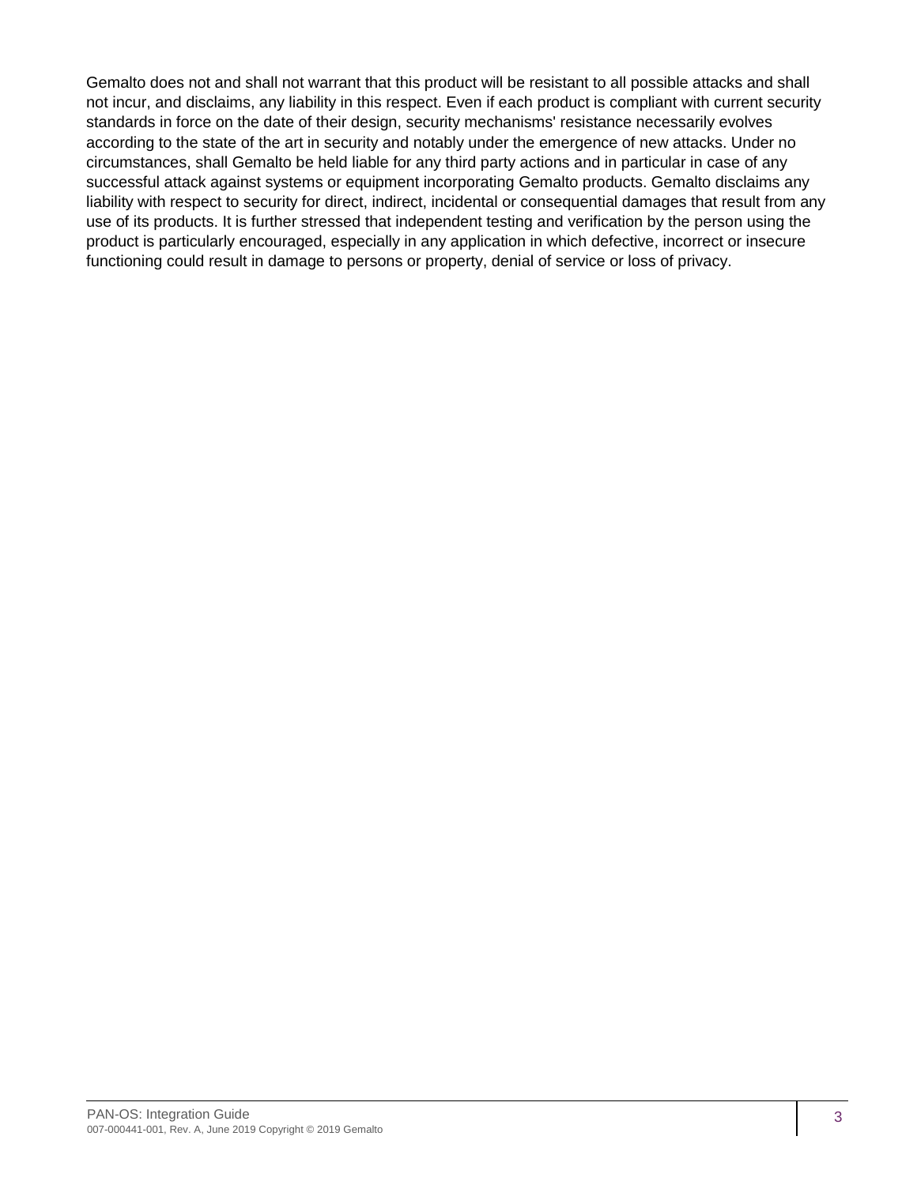Gemalto does not and shall not warrant that this product will be resistant to all possible attacks and shall not incur, and disclaims, any liability in this respect. Even if each product is compliant with current security standards in force on the date of their design, security mechanisms' resistance necessarily evolves according to the state of the art in security and notably under the emergence of new attacks. Under no circumstances, shall Gemalto be held liable for any third party actions and in particular in case of any successful attack against systems or equipment incorporating Gemalto products. Gemalto disclaims any liability with respect to security for direct, indirect, incidental or consequential damages that result from any use of its products. It is further stressed that independent testing and verification by the person using the product is particularly encouraged, especially in any application in which defective, incorrect or insecure functioning could result in damage to persons or property, denial of service or loss of privacy.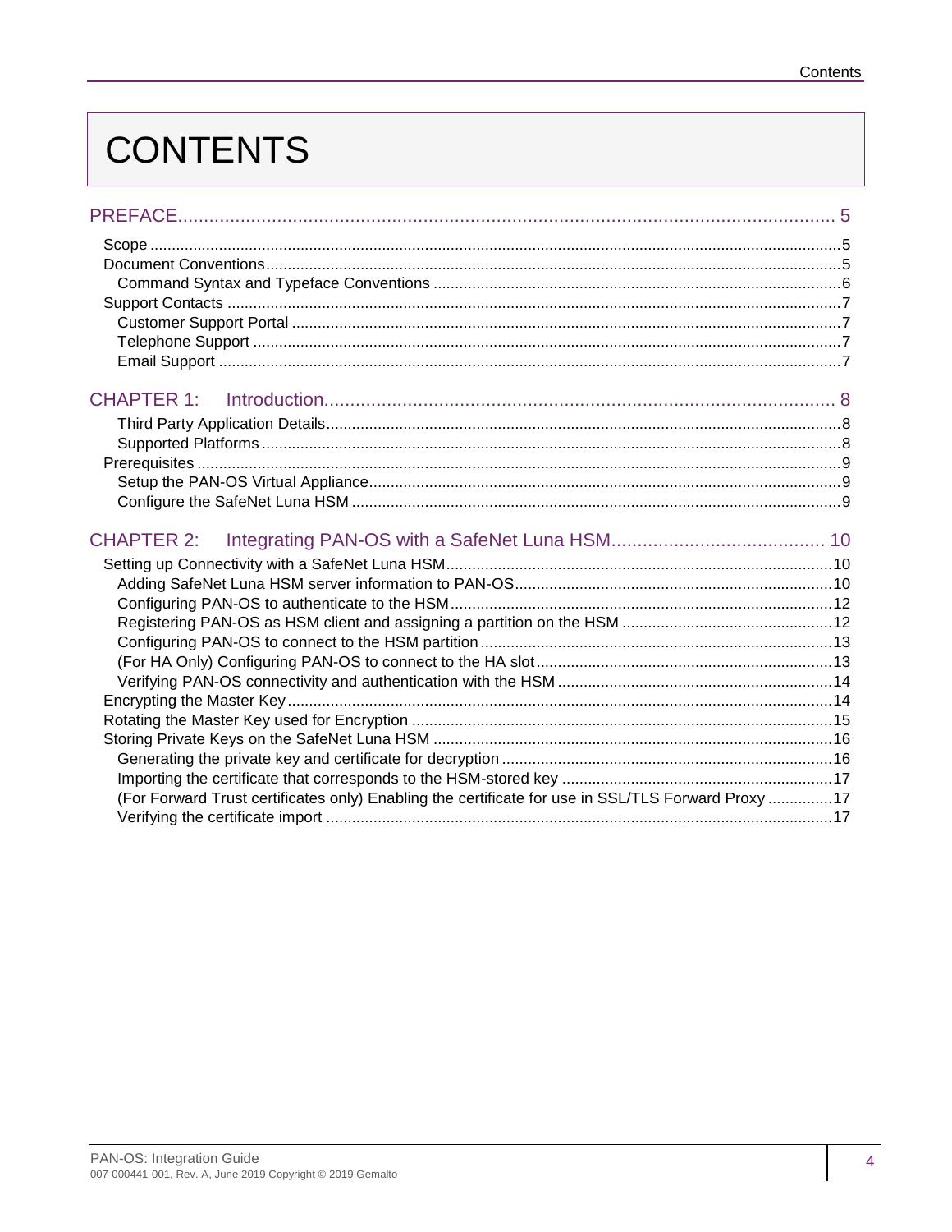# CONTENTS

PREFACE .... 5

- Scope .... 5
- Document Conventions .... 5
  - Command Syntax and Typeface Conventions .... 6
- Support Contacts .... 7
  - Customer Support Portal .... 7
  - Telephone Support .... 7
  - Email Support .... 7

CHAPTER 1: Introduction .... 8

- Third Party Application Details .... 8
- Supported Platforms .... 8
- Prerequisites .... 9
  - Setup the PAN-OS Virtual Appliance .... 9
  - Configure the SafeNet Luna HSM .... 9

CHAPTER 2: Integrating PAN-OS with a SafeNet Luna HSM .... 10

- Setting up Connectivity with a SafeNet Luna HSM .... 10
  - Adding SafeNet Luna HSM server information to PAN-OS .... 10
  - Configuring PAN-OS to authenticate to the HSM .... 12
  - Registering PAN-OS as HSM client and assigning a partition on the HSM .... 12
  - Configuring PAN-OS to connect to the HSM partition .... 13
  - (For HA Only) Configuring PAN-OS to connect to the HA slot .... 13
  - Verifying PAN-OS connectivity and authentication with the HSM .... 14
- Encrypting the Master Key .... 14
- Rotating the Master Key used for Encryption .... 15
- Storing Private Keys on the SafeNet Luna HSM .... 16
  - Generating the private key and certificate for decryption .... 16
  - Importing the certificate that corresponds to the HSM-stored key .... 17
  - (For Forward Trust certificates only) Enabling the certificate for use in SSL/TLS Forward Proxy .... 17
  - Verifying the certificate import .... 17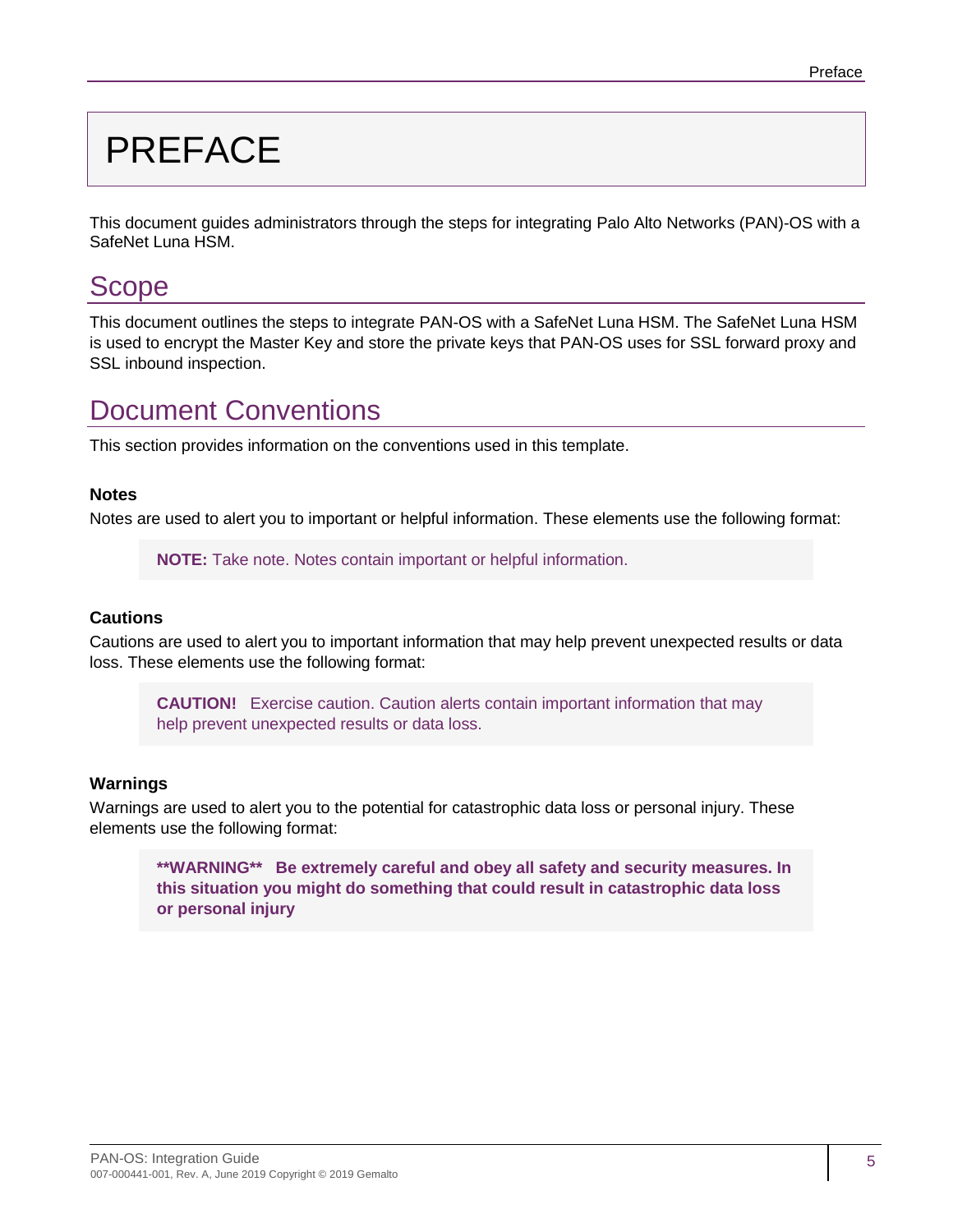# PREFACE

This document guides administrators through the steps for integrating Palo Alto Networks (PAN)-OS with a SafeNet Luna HSM.

## Scope

This document outlines the steps to integrate PAN-OS with a SafeNet Luna HSM. The SafeNet Luna HSM is used to encrypt the Master Key and store the private keys that PAN-OS uses for SSL forward proxy and SSL inbound inspection.

## Document Conventions

This section provides information on the conventions used in this template.

### Notes

Notes are used to alert you to important or helpful information. These elements use the following format:

> **NOTE:** Take note. Notes contain important or helpful information.

### Cautions

Cautions are used to alert you to important information that may help prevent unexpected results or data loss. These elements use the following format:

> **CAUTION!** Exercise caution. Caution alerts contain important information that may help prevent unexpected results or data loss.

### Warnings

Warnings are used to alert you to the potential for catastrophic data loss or personal injury. These elements use the following format:

> **\*\*WARNING\*\* Be extremely careful and obey all safety and security measures. In this situation you might do something that could result in catastrophic data loss or personal injury**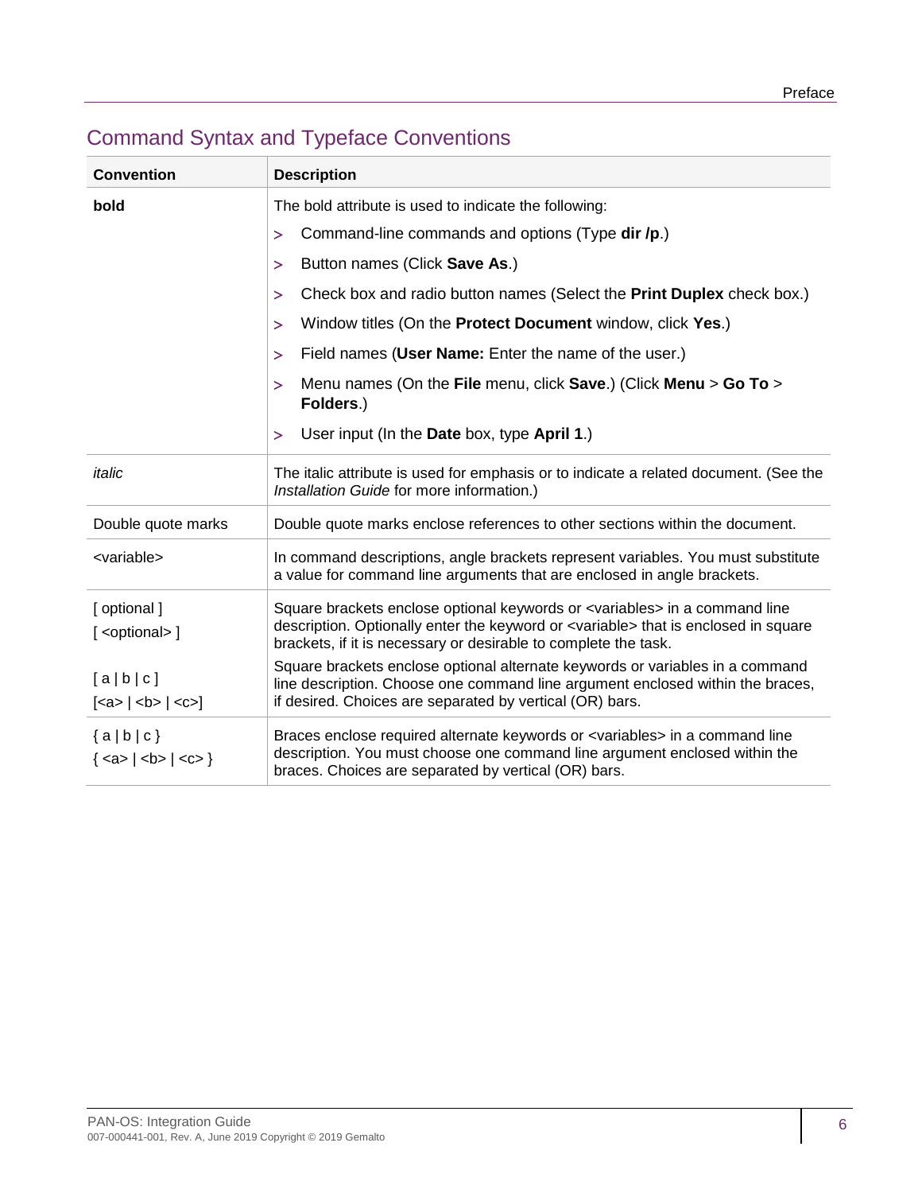## Command Syntax and Typeface Conventions

| Convention | Description |
|---|---|
| **bold** | The bold attribute is used to indicate the following:<br>> Command-line commands and options (Type **dir /p**.)<br>> Button names (Click **Save As**.)<br>> Check box and radio button names (Select the **Print Duplex** check box.)<br>> Window titles (On the **Protect Document** window, click **Yes**.)<br>> Field names (**User Name:** Enter the name of the user.)<br>> Menu names (On the **File** menu, click **Save**.) (Click **Menu** > **Go To** > **Folders**.)<br>> User input (In the **Date** box, type **April 1**.) |
| *italic* | The italic attribute is used for emphasis or to indicate a related document. (See the *Installation Guide* for more information.) |
| Double quote marks | Double quote marks enclose references to other sections within the document. |
| <variable> | In command descriptions, angle brackets represent variables. You must substitute a value for command line arguments that are enclosed in angle brackets. |
| [ optional ]<br>[ <optional> ] | Square brackets enclose optional keywords or <variables> in a command line description. Optionally enter the keyword or <variable> that is enclosed in square brackets, if it is necessary or desirable to complete the task. |
| [ a \| b \| c ]<br>[<a> \| <b> \| <c>] | Square brackets enclose optional alternate keywords or variables in a command line description. Choose one command line argument enclosed within the braces, if desired. Choices are separated by vertical (OR) bars. |
| { a \| b \| c }<br>{ <a> \| <b> \| <c> } | Braces enclose required alternate keywords or <variables> in a command line description. You must choose one command line argument enclosed within the braces. Choices are separated by vertical (OR) bars. |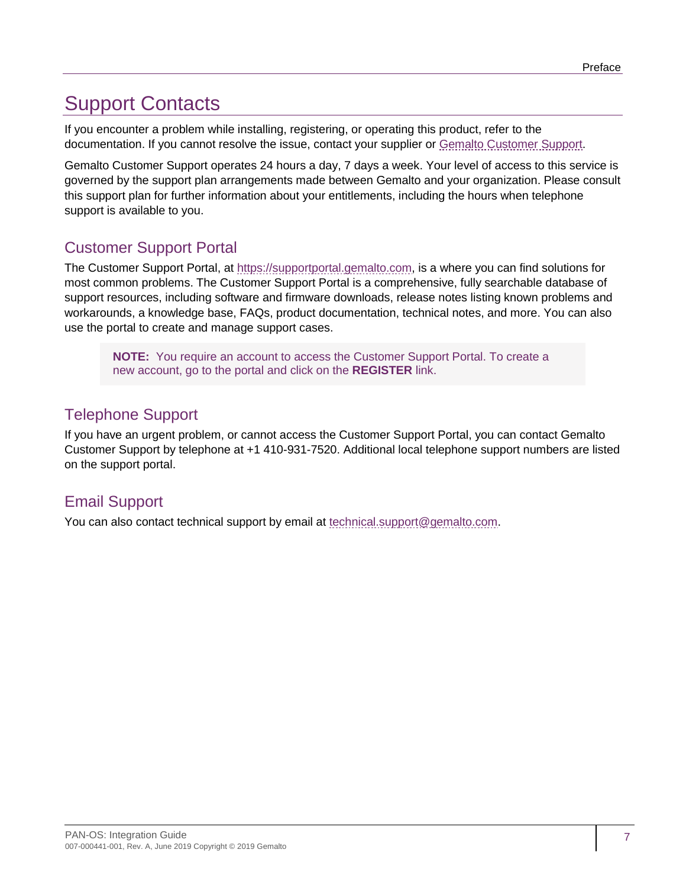# Support Contacts

If you encounter a problem while installing, registering, or operating this product, refer to the documentation. If you cannot resolve the issue, contact your supplier or Gemalto Customer Support.

Gemalto Customer Support operates 24 hours a day, 7 days a week. Your level of access to this service is governed by the support plan arrangements made between Gemalto and your organization. Please consult this support plan for further information about your entitlements, including the hours when telephone support is available to you.

## Customer Support Portal

The Customer Support Portal, at https://supportportal.gemalto.com, is a where you can find solutions for most common problems. The Customer Support Portal is a comprehensive, fully searchable database of support resources, including software and firmware downloads, release notes listing known problems and workarounds, a knowledge base, FAQs, product documentation, technical notes, and more. You can also use the portal to create and manage support cases.

> **NOTE:** You require an account to access the Customer Support Portal. To create a new account, go to the portal and click on the **REGISTER** link.

## Telephone Support

If you have an urgent problem, or cannot access the Customer Support Portal, you can contact Gemalto Customer Support by telephone at +1 410-931-7520. Additional local telephone support numbers are listed on the support portal.

## Email Support

You can also contact technical support by email at technical.support@gemalto.com.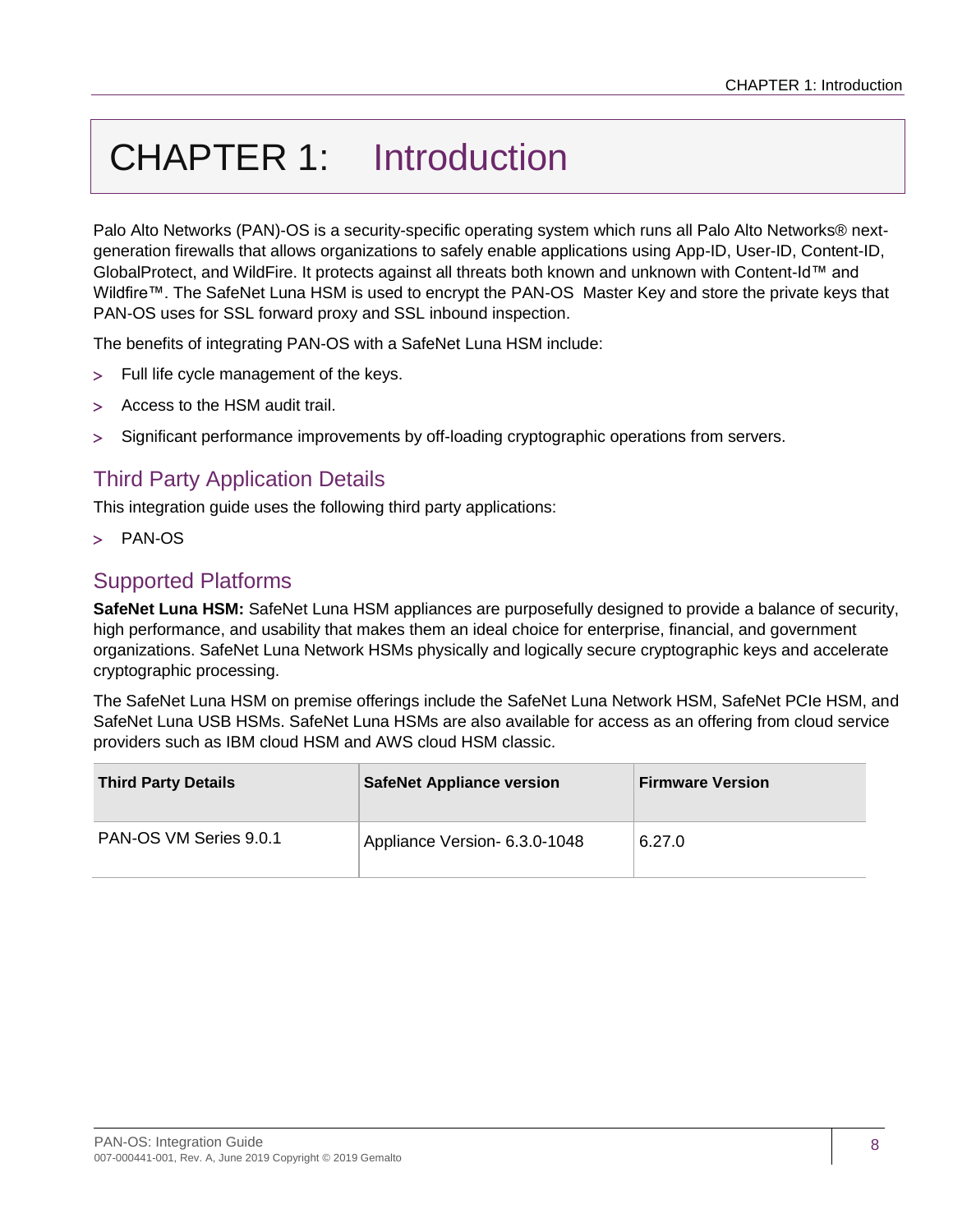# CHAPTER 1: Introduction

Palo Alto Networks (PAN)-OS is a security-specific operating system which runs all Palo Alto Networks® next-generation firewalls that allows organizations to safely enable applications using App-ID, User-ID, Content-ID, GlobalProtect, and WildFire. It protects against all threats both known and unknown with Content-Id™ and Wildfire™. The SafeNet Luna HSM is used to encrypt the PAN-OS Master Key and store the private keys that PAN-OS uses for SSL forward proxy and SSL inbound inspection.

The benefits of integrating PAN-OS with a SafeNet Luna HSM include:

- Full life cycle management of the keys.
- Access to the HSM audit trail.
- Significant performance improvements by off-loading cryptographic operations from servers.

## Third Party Application Details

This integration guide uses the following third party applications:

- PAN-OS

## Supported Platforms

**SafeNet Luna HSM:** SafeNet Luna HSM appliances are purposefully designed to provide a balance of security, high performance, and usability that makes them an ideal choice for enterprise, financial, and government organizations. SafeNet Luna Network HSMs physically and logically secure cryptographic keys and accelerate cryptographic processing.

The SafeNet Luna HSM on premise offerings include the SafeNet Luna Network HSM, SafeNet PCIe HSM, and SafeNet Luna USB HSMs. SafeNet Luna HSMs are also available for access as an offering from cloud service providers such as IBM cloud HSM and AWS cloud HSM classic.

| Third Party Details | SafeNet Appliance version | Firmware Version |
|---|---|---|
| PAN-OS VM Series 9.0.1 | Appliance Version- 6.3.0-1048 | 6.27.0 |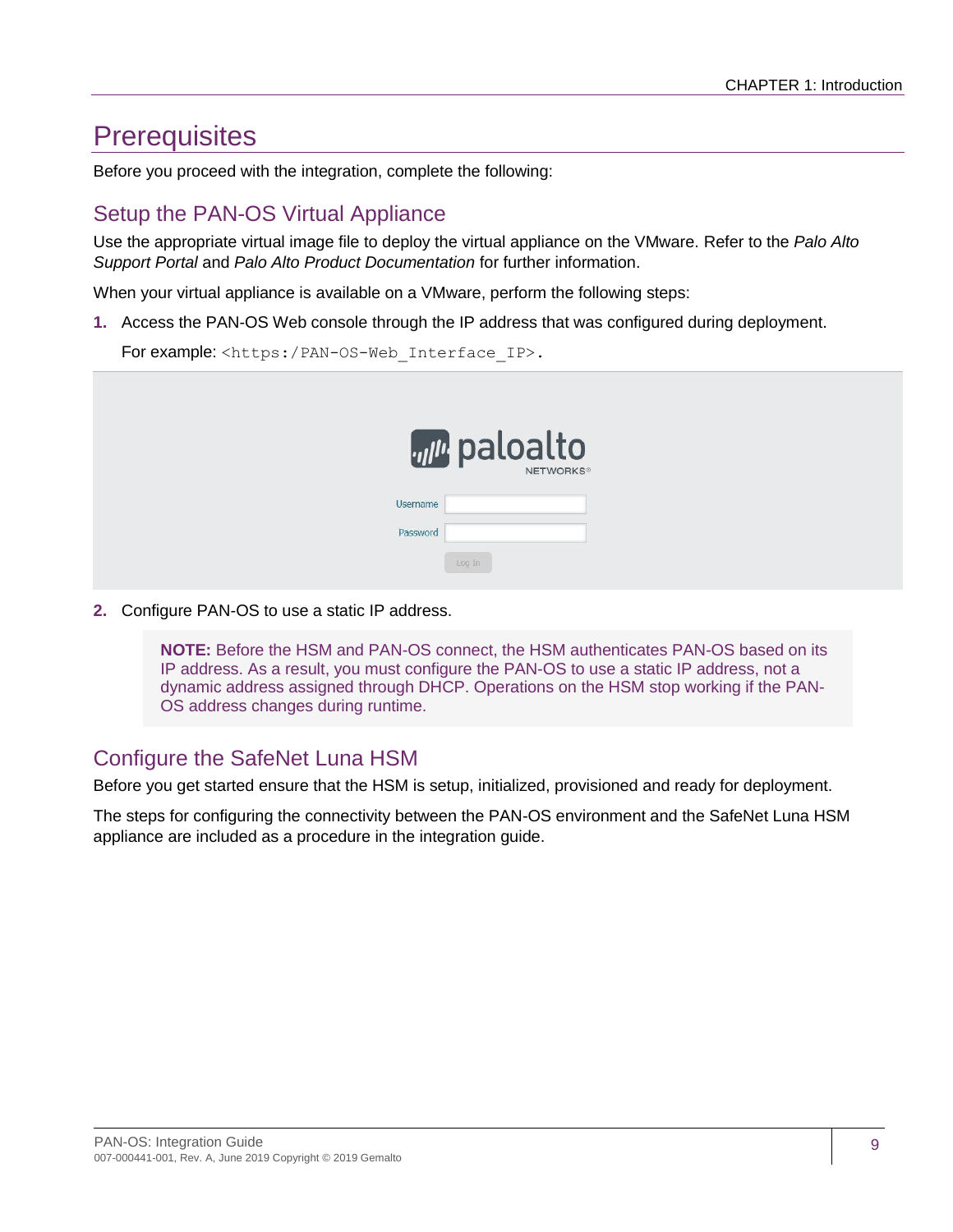# Prerequisites

Before you proceed with the integration, complete the following:

## Setup the PAN-OS Virtual Appliance

Use the appropriate virtual image file to deploy the virtual appliance on the VMware. Refer to the *Palo Alto Support Portal* and *Palo Alto Product Documentation* for further information.

When your virtual appliance is available on a VMware, perform the following steps:

1. Access the PAN-OS Web console through the IP address that was configured during deployment.

   For example: `<https:/PAN-OS-Web_Interface_IP>`.

2. Configure PAN-OS to use a static IP address.

   > **NOTE:** Before the HSM and PAN-OS connect, the HSM authenticates PAN-OS based on its IP address. As a result, you must configure the PAN-OS to use a static IP address, not a dynamic address assigned through DHCP. Operations on the HSM stop working if the PAN-OS address changes during runtime.

## Configure the SafeNet Luna HSM

Before you get started ensure that the HSM is setup, initialized, provisioned and ready for deployment.

The steps for configuring the connectivity between the PAN-OS environment and the SafeNet Luna HSM appliance are included as a procedure in the integration guide.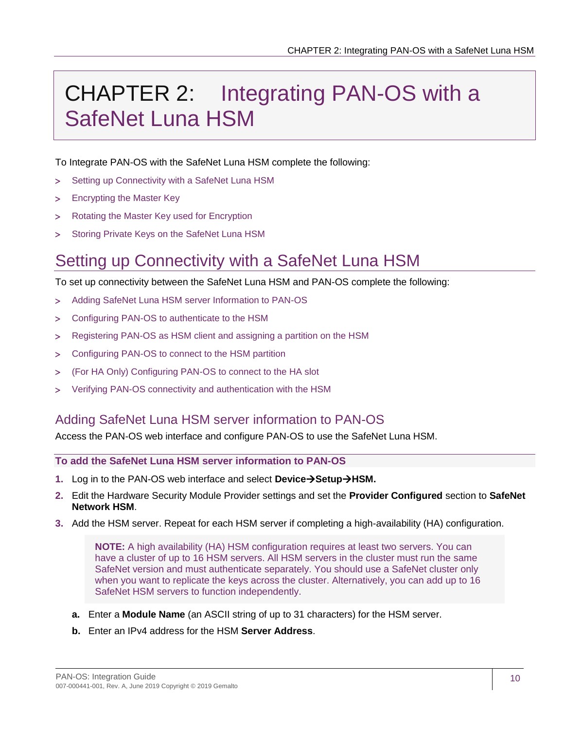# CHAPTER 2: Integrating PAN-OS with a SafeNet Luna HSM

To Integrate PAN-OS with the SafeNet Luna HSM complete the following:

> Setting up Connectivity with a SafeNet Luna HSM

> Encrypting the Master Key

> Rotating the Master Key used for Encryption

> Storing Private Keys on the SafeNet Luna HSM

## Setting up Connectivity with a SafeNet Luna HSM

To set up connectivity between the SafeNet Luna HSM and PAN-OS complete the following:

> Adding SafeNet Luna HSM server Information to PAN-OS

> Configuring PAN-OS to authenticate to the HSM

> Registering PAN-OS as HSM client and assigning a partition on the HSM

> Configuring PAN-OS to connect to the HSM partition

> (For HA Only) Configuring PAN-OS to connect to the HA slot

> Verifying PAN-OS connectivity and authentication with the HSM

### Adding SafeNet Luna HSM server information to PAN-OS

Access the PAN-OS web interface and configure PAN-OS to use the SafeNet Luna HSM.

**To add the SafeNet Luna HSM server information to PAN-OS**

1. Log in to the PAN-OS web interface and select **Device→Setup→HSM.**
2. Edit the Hardware Security Module Provider settings and set the **Provider Configured** section to **SafeNet Network HSM**.
3. Add the HSM server. Repeat for each HSM server if completing a high-availability (HA) configuration.

   **NOTE:** A high availability (HA) HSM configuration requires at least two servers. You can have a cluster of up to 16 HSM servers. All HSM servers in the cluster must run the same SafeNet version and must authenticate separately. You should use a SafeNet cluster only when you want to replicate the keys across the cluster. Alternatively, you can add up to 16 SafeNet HSM servers to function independently.

   a. Enter a **Module Name** (an ASCII string of up to 31 characters) for the HSM server.

   b. Enter an IPv4 address for the HSM **Server Address**.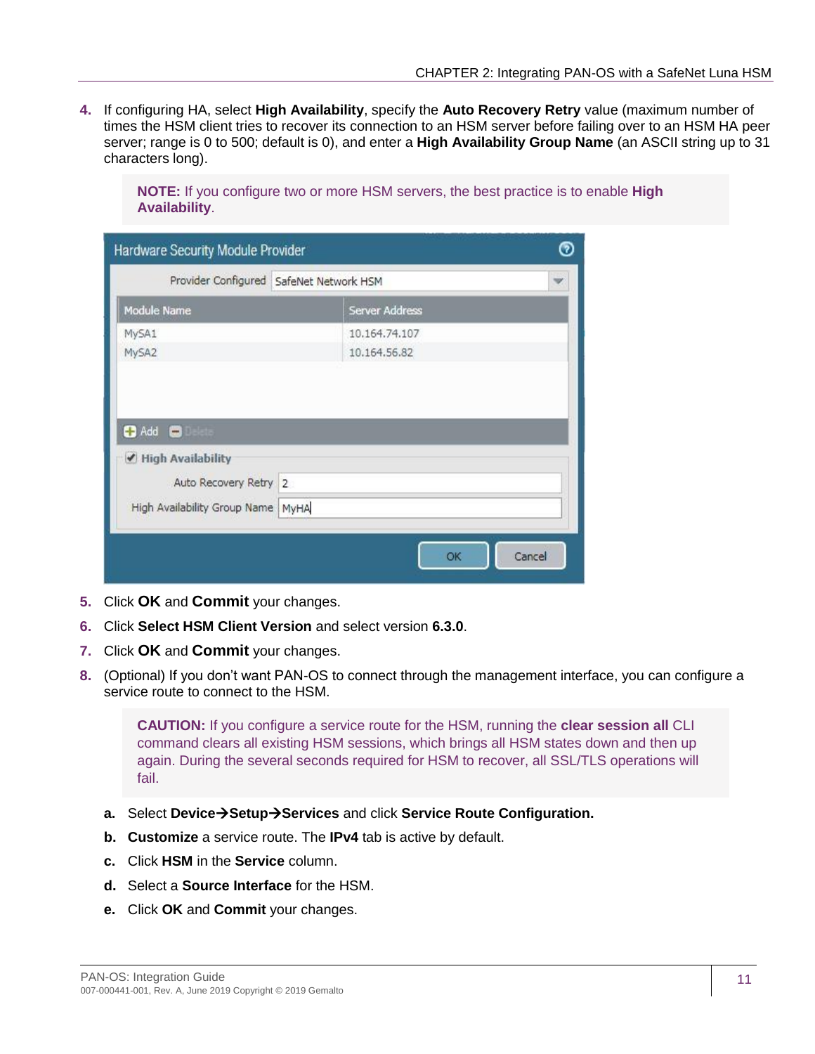4. If configuring HA, select **High Availability**, specify the **Auto Recovery Retry** value (maximum number of times the HSM client tries to recover its connection to an HSM server before failing over to an HSM HA peer server; range is 0 to 500; default is 0), and enter a **High Availability Group Name** (an ASCII string up to 31 characters long).

   > **NOTE:** If you configure two or more HSM servers, the best practice is to enable **High Availability**.

5. Click **OK** and **Commit** your changes.
6. Click **Select HSM Client Version** and select version **6.3.0**.
7. Click **OK** and **Commit** your changes.
8. (Optional) If you don't want PAN-OS to connect through the management interface, you can configure a service route to connect to the HSM.

   > **CAUTION:** If you configure a service route for the HSM, running the **clear session all** CLI command clears all existing HSM sessions, which brings all HSM states down and then up again. During the several seconds required for HSM to recover, all SSL/TLS operations will fail.

   a. Select **Device→Setup→Services** and click **Service Route Configuration.**

   b. **Customize** a service route. The **IPv4** tab is active by default.

   c. Click **HSM** in the **Service** column.

   d. Select a **Source Interface** for the HSM.

   e. Click **OK** and **Commit** your changes.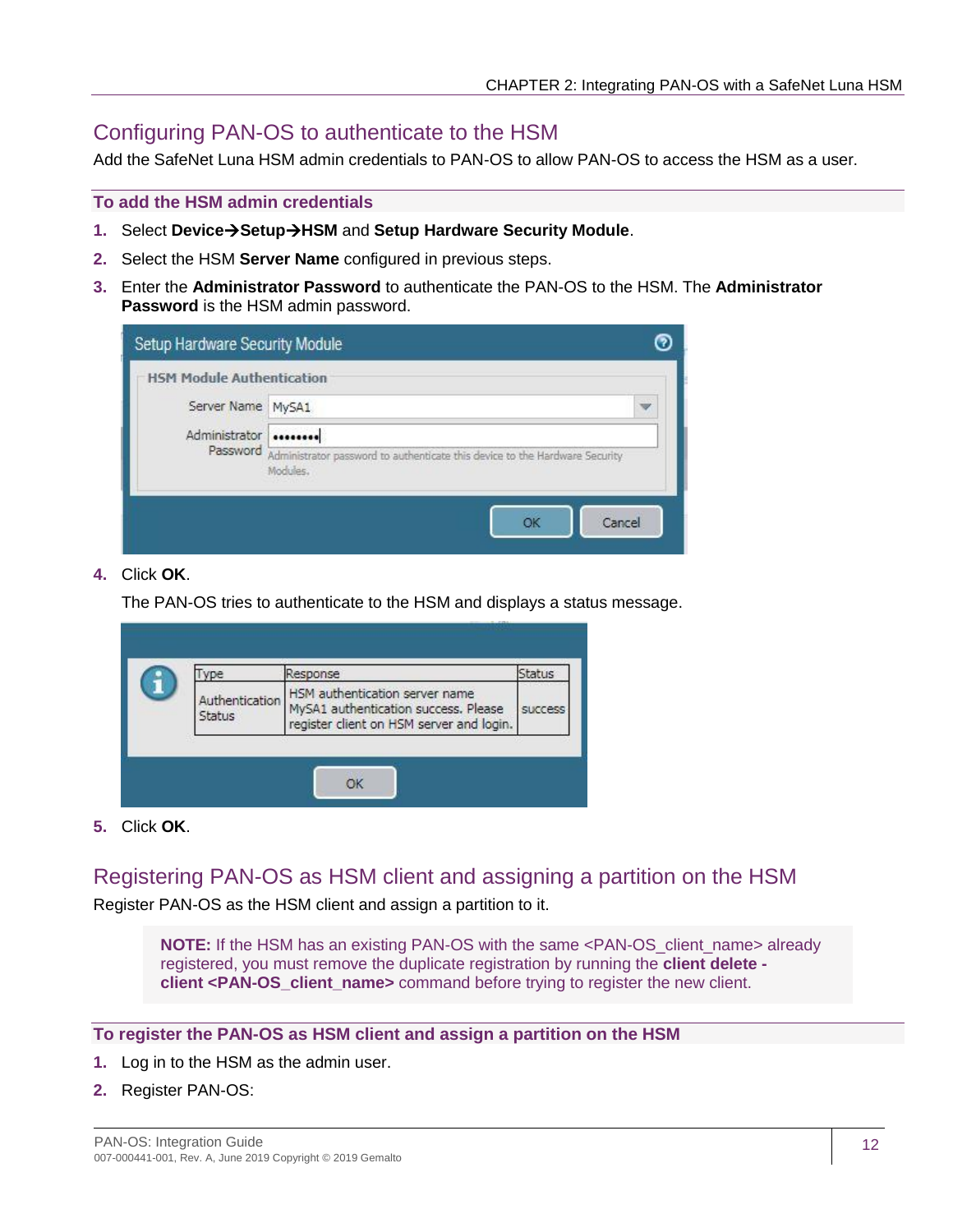## Configuring PAN-OS to authenticate to the HSM

Add the SafeNet Luna HSM admin credentials to PAN-OS to allow PAN-OS to access the HSM as a user.

### To add the HSM admin credentials

1. Select **Device→Setup→HSM** and **Setup Hardware Security Module**.
2. Select the HSM **Server Name** configured in previous steps.
3. Enter the **Administrator Password** to authenticate the PAN-OS to the HSM. The **Administrator Password** is the HSM admin password.
4. Click **OK**.

   The PAN-OS tries to authenticate to the HSM and displays a status message.
5. Click **OK**.

## Registering PAN-OS as HSM client and assigning a partition on the HSM

Register PAN-OS as the HSM client and assign a partition to it.

> **NOTE:** If the HSM has an existing PAN-OS with the same <PAN-OS_client_name> already registered, you must remove the duplicate registration by running the **client delete -client <PAN-OS_client_name>** command before trying to register the new client.

### To register the PAN-OS as HSM client and assign a partition on the HSM

1. Log in to the HSM as the admin user.
2. Register PAN-OS: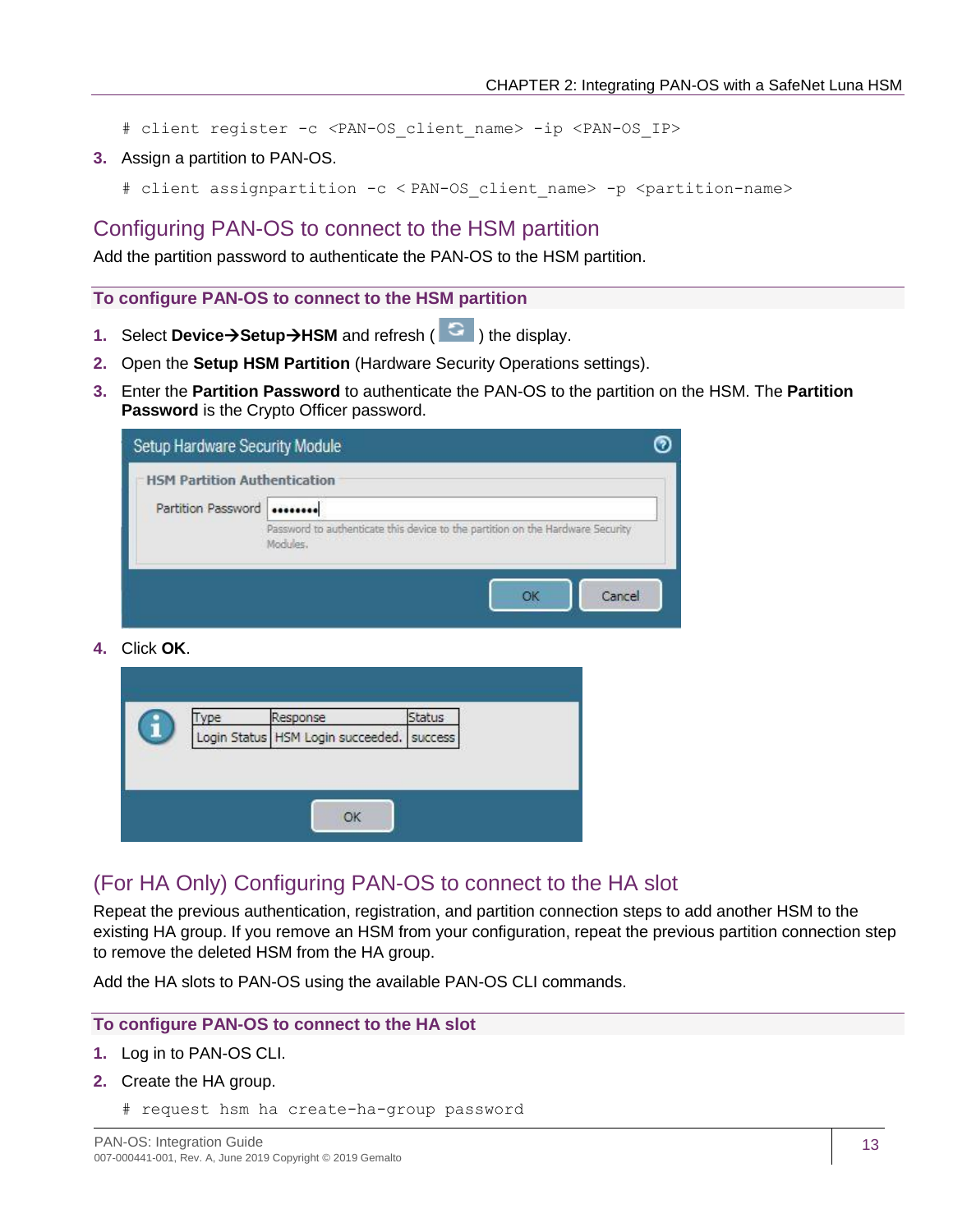```
# client register -c <PAN-OS_client_name> -ip <PAN-OS_IP>
```

3. Assign a partition to PAN-OS.

```
# client assignpartition -c < PAN-OS_client_name> -p <partition-name>
```

## Configuring PAN-OS to connect to the HSM partition

Add the partition password to authenticate the PAN-OS to the HSM partition.

### To configure PAN-OS to connect to the HSM partition

1. Select **Device→Setup→HSM** and refresh ( ) the display.
2. Open the **Setup HSM Partition** (Hardware Security Operations settings).
3. Enter the **Partition Password** to authenticate the PAN-OS to the partition on the HSM. The **Partition Password** is the Crypto Officer password.
4. Click **OK**.

## (For HA Only) Configuring PAN-OS to connect to the HA slot

Repeat the previous authentication, registration, and partition connection steps to add another HSM to the existing HA group. If you remove an HSM from your configuration, repeat the previous partition connection step to remove the deleted HSM from the HA group.

Add the HA slots to PAN-OS using the available PAN-OS CLI commands.

### To configure PAN-OS to connect to the HA slot

1. Log in to PAN-OS CLI.
2. Create the HA group.

```
# request hsm ha create-ha-group password
```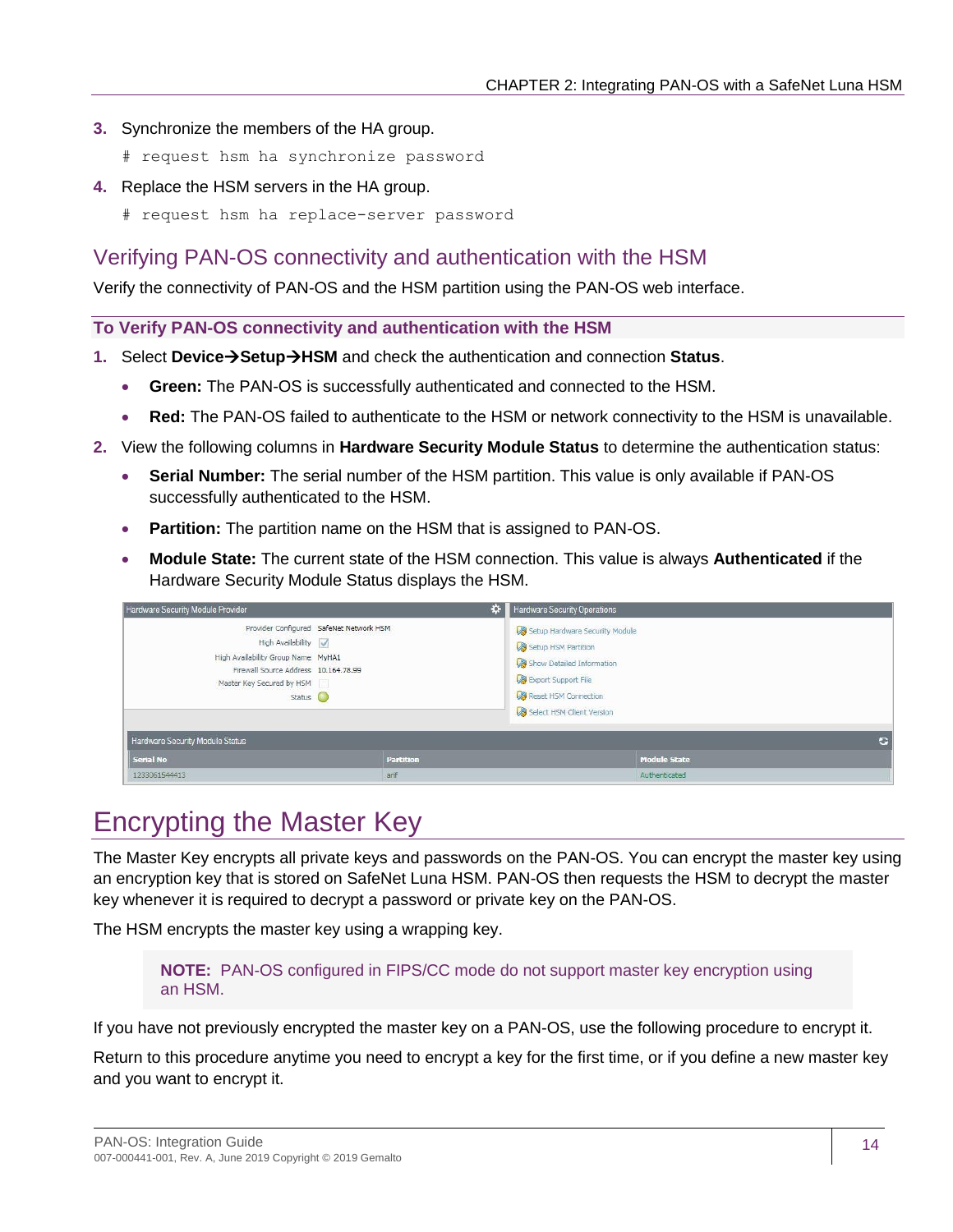3. Synchronize the members of the HA group.

```
# request hsm ha synchronize password
```

4. Replace the HSM servers in the HA group.

```
# request hsm ha replace-server password
```

## Verifying PAN-OS connectivity and authentication with the HSM

Verify the connectivity of PAN-OS and the HSM partition using the PAN-OS web interface.

**To Verify PAN-OS connectivity and authentication with the HSM**

1. Select **Device→Setup→HSM** and check the authentication and connection **Status**.
   - **Green:** The PAN-OS is successfully authenticated and connected to the HSM.
   - **Red:** The PAN-OS failed to authenticate to the HSM or network connectivity to the HSM is unavailable.
2. View the following columns in **Hardware Security Module Status** to determine the authentication status:
   - **Serial Number:** The serial number of the HSM partition. This value is only available if PAN-OS successfully authenticated to the HSM.
   - **Partition:** The partition name on the HSM that is assigned to PAN-OS.
   - **Module State:** The current state of the HSM connection. This value is always **Authenticated** if the Hardware Security Module Status displays the HSM.

# Encrypting the Master Key

The Master Key encrypts all private keys and passwords on the PAN-OS. You can encrypt the master key using an encryption key that is stored on SafeNet Luna HSM. PAN-OS then requests the HSM to decrypt the master key whenever it is required to decrypt a password or private key on the PAN-OS.

The HSM encrypts the master key using a wrapping key.

> **NOTE:** PAN-OS configured in FIPS/CC mode do not support master key encryption using an HSM.

If you have not previously encrypted the master key on a PAN-OS, use the following procedure to encrypt it.

Return to this procedure anytime you need to encrypt a key for the first time, or if you define a new master key and you want to encrypt it.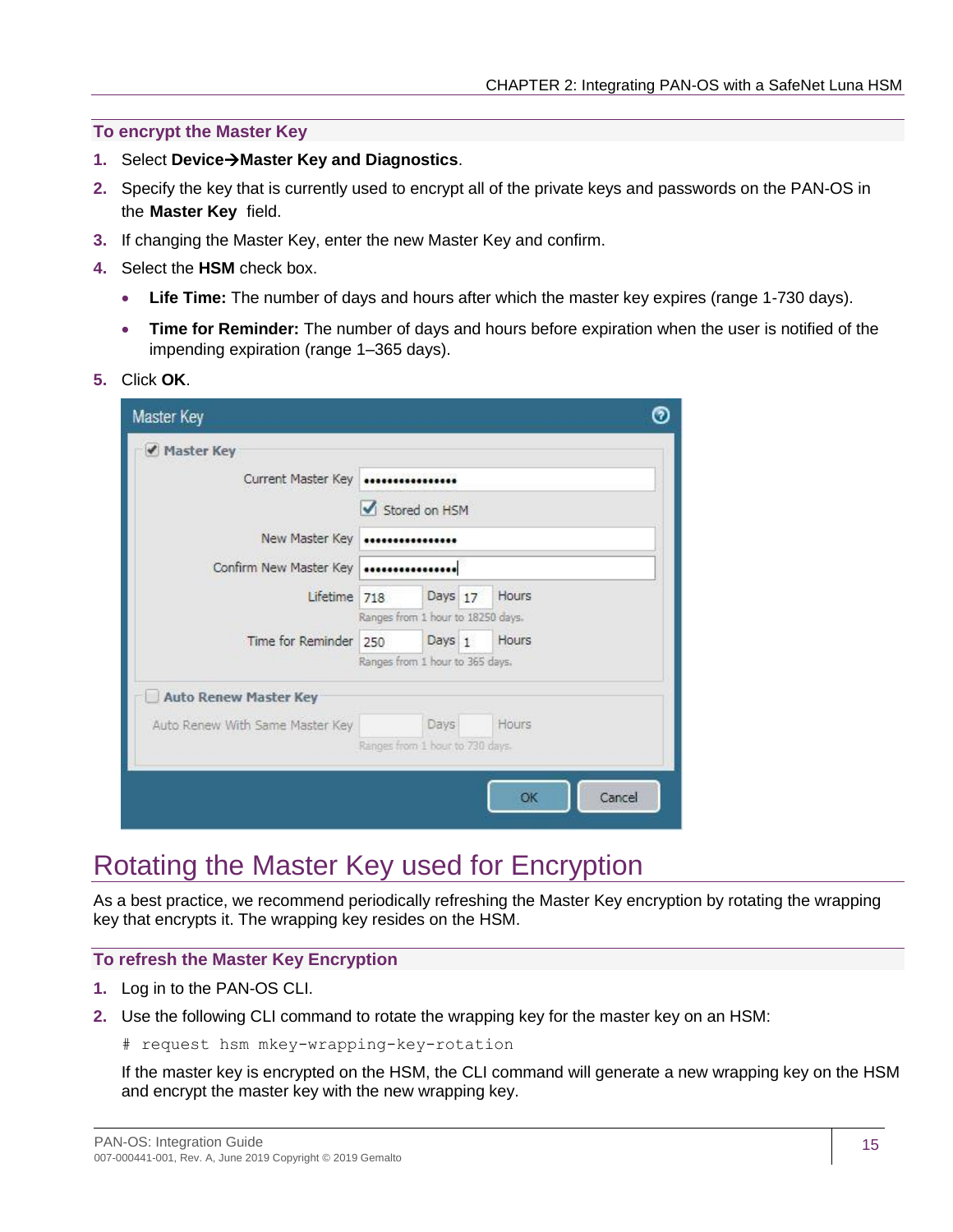### To encrypt the Master Key

1. Select **Device→Master Key and Diagnostics**.
2. Specify the key that is currently used to encrypt all of the private keys and passwords on the PAN-OS in the **Master Key** field.
3. If changing the Master Key, enter the new Master Key and confirm.
4. Select the **HSM** check box.
   - **Life Time:** The number of days and hours after which the master key expires (range 1-730 days).
   - **Time for Reminder:** The number of days and hours before expiration when the user is notified of the impending expiration (range 1–365 days).
5. Click **OK**.

## Rotating the Master Key used for Encryption

As a best practice, we recommend periodically refreshing the Master Key encryption by rotating the wrapping key that encrypts it. The wrapping key resides on the HSM.

### To refresh the Master Key Encryption

1. Log in to the PAN-OS CLI.
2. Use the following CLI command to rotate the wrapping key for the master key on an HSM:

   ```
   # request hsm mkey-wrapping-key-rotation
   ```

   If the master key is encrypted on the HSM, the CLI command will generate a new wrapping key on the HSM and encrypt the master key with the new wrapping key.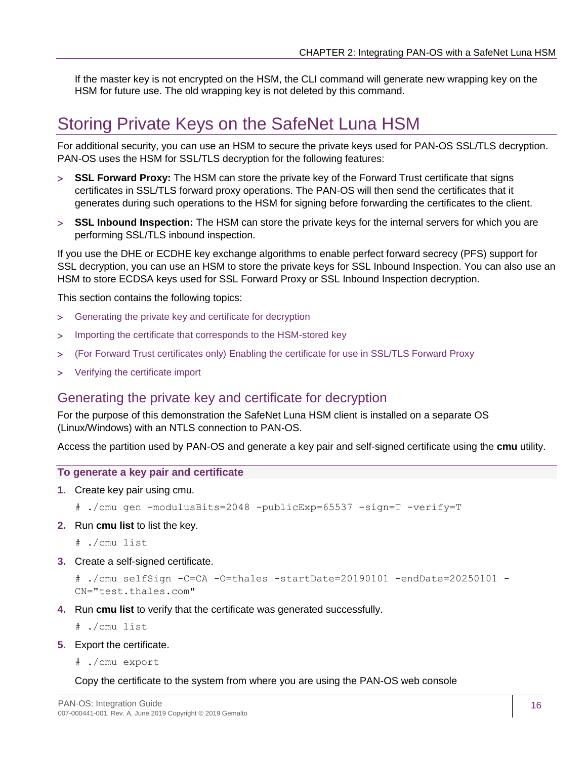If the master key is not encrypted on the HSM, the CLI command will generate new wrapping key on the HSM for future use. The old wrapping key is not deleted by this command.

# Storing Private Keys on the SafeNet Luna HSM

For additional security, you can use an HSM to secure the private keys used for PAN-OS SSL/TLS decryption. PAN-OS uses the HSM for SSL/TLS decryption for the following features:

> **SSL Forward Proxy:** The HSM can store the private key of the Forward Trust certificate that signs certificates in SSL/TLS forward proxy operations. The PAN-OS will then send the certificates that it generates during such operations to the HSM for signing before forwarding the certificates to the client.

> **SSL Inbound Inspection:** The HSM can store the private keys for the internal servers for which you are performing SSL/TLS inbound inspection.

If you use the DHE or ECDHE key exchange algorithms to enable perfect forward secrecy (PFS) support for SSL decryption, you can use an HSM to store the private keys for SSL Inbound Inspection. You can also use an HSM to store ECDSA keys used for SSL Forward Proxy or SSL Inbound Inspection decryption.

This section contains the following topics:

> Generating the private key and certificate for decryption

> Importing the certificate that corresponds to the HSM-stored key

> (For Forward Trust certificates only) Enabling the certificate for use in SSL/TLS Forward Proxy

> Verifying the certificate import

## Generating the private key and certificate for decryption

For the purpose of this demonstration the SafeNet Luna HSM client is installed on a separate OS (Linux/Windows) with an NTLS connection to PAN-OS.

Access the partition used by PAN-OS and generate a key pair and self-signed certificate using the **cmu** utility.

### To generate a key pair and certificate

1. Create key pair using cmu.

```
# ./cmu gen -modulusBits=2048 -publicExp=65537 -sign=T -verify=T
```

2. Run **cmu list** to list the key.

```
# ./cmu list
```

3. Create a self-signed certificate.

```
# ./cmu selfSign -C=CA -O=thales -startDate=20190101 -endDate=20250101 -
CN="test.thales.com"
```

4. Run **cmu list** to verify that the certificate was generated successfully.

```
# ./cmu list
```

5. Export the certificate.

```
# ./cmu export
```

   Copy the certificate to the system from where you are using the PAN-OS web console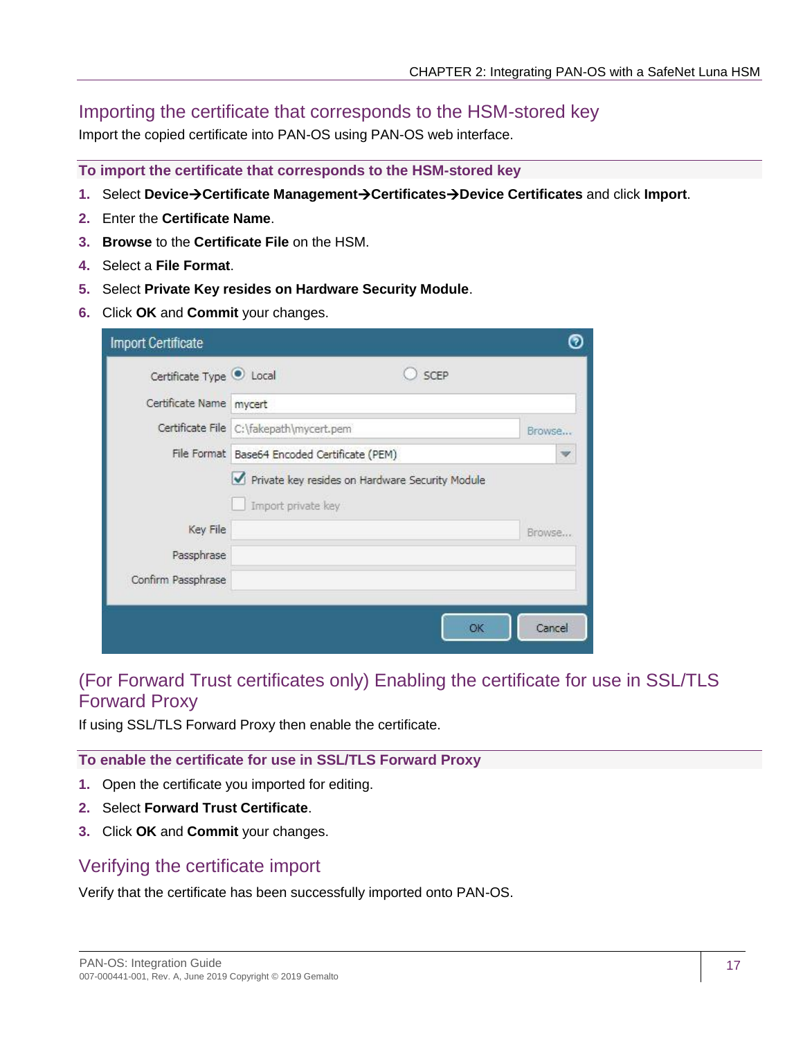## Importing the certificate that corresponds to the HSM-stored key

Import the copied certificate into PAN-OS using PAN-OS web interface.

### To import the certificate that corresponds to the HSM-stored key

1. Select **Device→Certificate Management→Certificates→Device Certificates** and click **Import**.
2. Enter the **Certificate Name**.
3. **Browse** to the **Certificate File** on the HSM.
4. Select a **File Format**.
5. Select **Private Key resides on Hardware Security Module**.
6. Click **OK** and **Commit** your changes.

## (For Forward Trust certificates only) Enabling the certificate for use in SSL/TLS Forward Proxy

If using SSL/TLS Forward Proxy then enable the certificate.

### To enable the certificate for use in SSL/TLS Forward Proxy

1. Open the certificate you imported for editing.
2. Select **Forward Trust Certificate**.
3. Click **OK** and **Commit** your changes.

## Verifying the certificate import

Verify that the certificate has been successfully imported onto PAN-OS.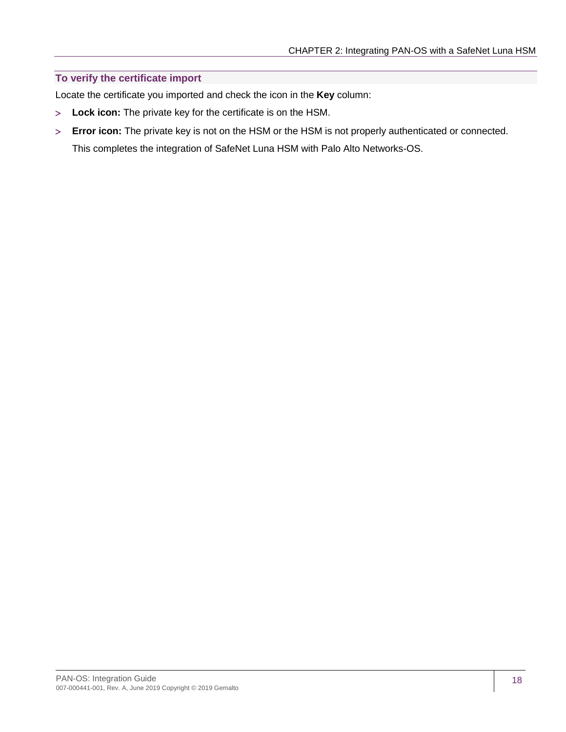### To verify the certificate import

Locate the certificate you imported and check the icon in the **Key** column:

- **Lock icon:** The private key for the certificate is on the HSM.
- **Error icon:** The private key is not on the HSM or the HSM is not properly authenticated or connected.

  This completes the integration of SafeNet Luna HSM with Palo Alto Networks-OS.